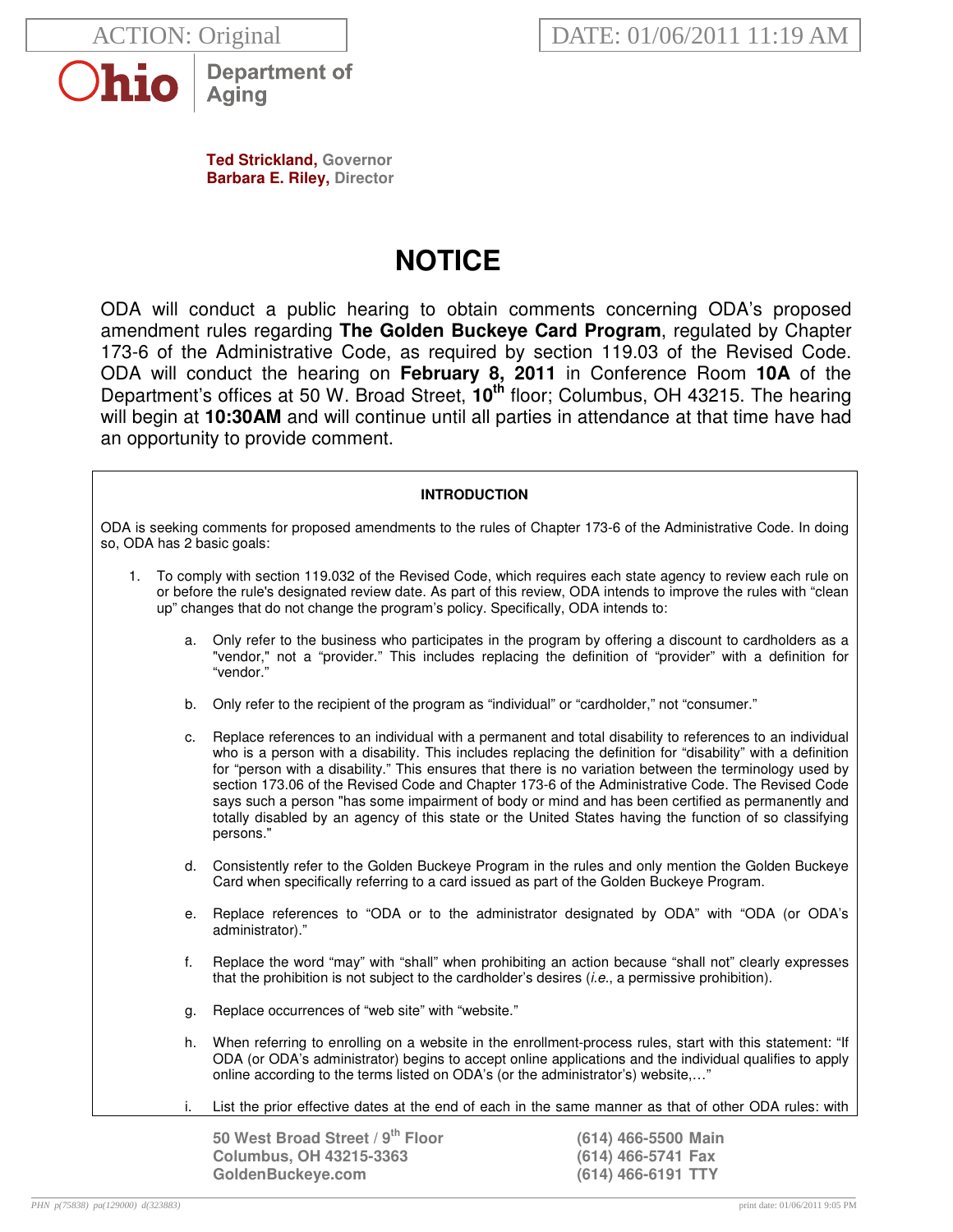ACTION: Original

DATE: 01/06/2011 11:19 AM

Ohio | Department of Aging

**Ted Strickland,** Governor
**Barbara E. Riley,** Director

# NOTICE

ODA will conduct a public hearing to obtain comments concerning ODA's proposed amendment rules regarding **The Golden Buckeye Card Program**, regulated by Chapter 173-6 of the Administrative Code, as required by section 119.03 of the Revised Code. ODA will conduct the hearing on **February 8, 2011** in Conference Room **10A** of the Department's offices at 50 W. Broad Street, **10th** floor; Columbus, OH 43215. The hearing will begin at **10:30AM** and will continue until all parties in attendance at that time have had an opportunity to provide comment.

**INTRODUCTION**

ODA is seeking comments for proposed amendments to the rules of Chapter 173-6 of the Administrative Code. In doing so, ODA has 2 basic goals:

1. To comply with section 119.032 of the Revised Code, which requires each state agency to review each rule on or before the rule's designated review date. As part of this review, ODA intends to improve the rules with "clean up" changes that do not change the program's policy. Specifically, ODA intends to:

   a. Only refer to the business who participates in the program by offering a discount to cardholders as a "vendor," not a "provider." This includes replacing the definition of "provider" with a definition for "vendor."

   b. Only refer to the recipient of the program as "individual" or "cardholder," not "consumer."

   c. Replace references to an individual with a permanent and total disability to references to an individual who is a person with a disability. This includes replacing the definition for "disability" with a definition for "person with a disability." This ensures that there is no variation between the terminology used by section 173.06 of the Revised Code and Chapter 173-6 of the Administrative Code. The Revised Code says such a person "has some impairment of body or mind and has been certified as permanently and totally disabled by an agency of this state or the United States having the function of so classifying persons."

   d. Consistently refer to the Golden Buckeye Program in the rules and only mention the Golden Buckeye Card when specifically referring to a card issued as part of the Golden Buckeye Program.

   e. Replace references to "ODA or to the administrator designated by ODA" with "ODA (or ODA's administrator)."

   f. Replace the word "may" with "shall" when prohibiting an action because "shall not" clearly expresses that the prohibition is not subject to the cardholder's desires (*i.e.*, a permissive prohibition).

   g. Replace occurrences of "web site" with "website."

   h. When referring to enrolling on a website in the enrollment-process rules, start with this statement: "If ODA (or ODA's administrator) begins to accept online applications and the individual qualifies to apply online according to the terms listed on ODA's (or the administrator's) website,…"

   i. List the prior effective dates at the end of each in the same manner as that of other ODA rules: with

50 West Broad Street / 9th Floor
Columbus, OH 43215-3363
GoldenBuckeye.com

(614) 466-5500 Main
(614) 466-5741 Fax
(614) 466-6191 TTY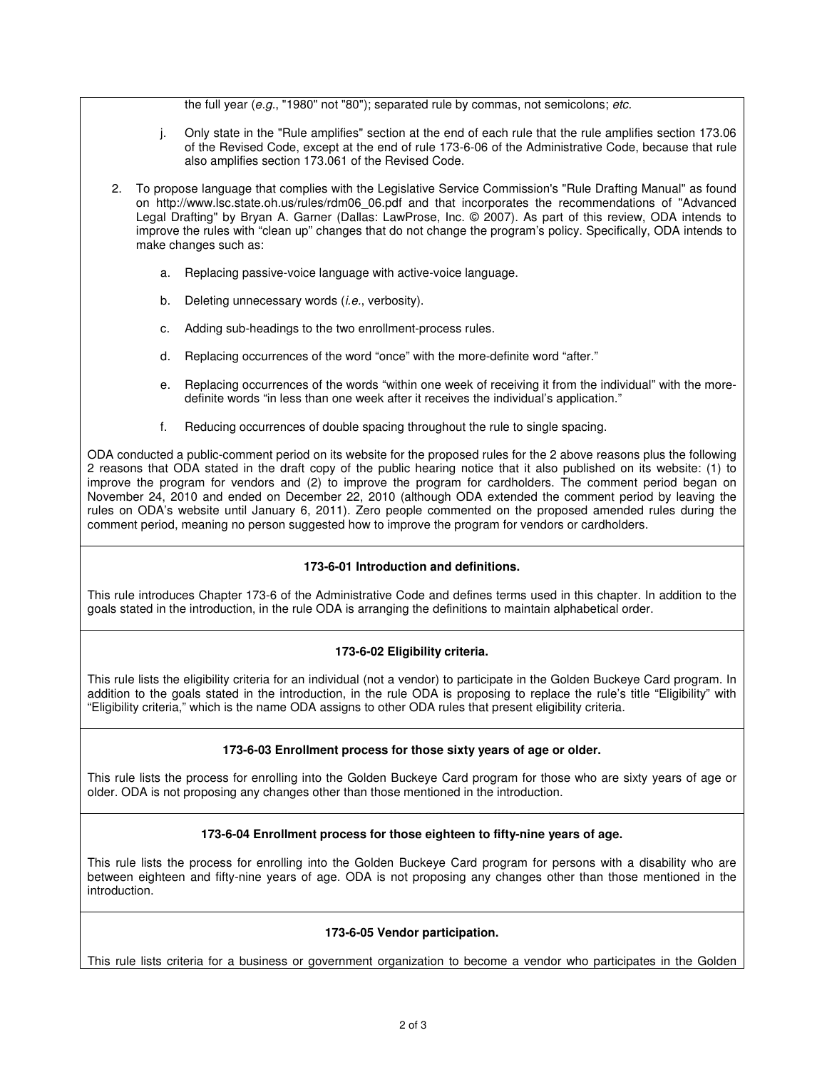the full year (*e.g.*, "1980" not "80"); separated rule by commas, not semicolons; *etc.*

j. Only state in the "Rule amplifies" section at the end of each rule that the rule amplifies section 173.06 of the Revised Code, except at the end of rule 173-6-06 of the Administrative Code, because that rule also amplifies section 173.061 of the Revised Code.

2. To propose language that complies with the Legislative Service Commission's "Rule Drafting Manual" as found on http://www.lsc.state.oh.us/rules/rdm06_06.pdf and that incorporates the recommendations of "Advanced Legal Drafting" by Bryan A. Garner (Dallas: LawProse, Inc. © 2007). As part of this review, ODA intends to improve the rules with “clean up” changes that do not change the program’s policy. Specifically, ODA intends to make changes such as:

   a. Replacing passive-voice language with active-voice language.

   b. Deleting unnecessary words (*i.e.*, verbosity).

   c. Adding sub-headings to the two enrollment-process rules.

   d. Replacing occurrences of the word “once” with the more-definite word “after.”

   e. Replacing occurrences of the words “within one week of receiving it from the individual” with the more-definite words “in less than one week after it receives the individual’s application.”

   f. Reducing occurrences of double spacing throughout the rule to single spacing.

ODA conducted a public-comment period on its website for the proposed rules for the 2 above reasons plus the following 2 reasons that ODA stated in the draft copy of the public hearing notice that it also published on its website: (1) to improve the program for vendors and (2) to improve the program for cardholders. The comment period began on November 24, 2010 and ended on December 22, 2010 (although ODA extended the comment period by leaving the rules on ODA’s website until January 6, 2011). Zero people commented on the proposed amended rules during the comment period, meaning no person suggested how to improve the program for vendors or cardholders.

**173-6-01 Introduction and definitions.**

This rule introduces Chapter 173-6 of the Administrative Code and defines terms used in this chapter. In addition to the goals stated in the introduction, in the rule ODA is arranging the definitions to maintain alphabetical order.

**173-6-02 Eligibility criteria.**

This rule lists the eligibility criteria for an individual (not a vendor) to participate in the Golden Buckeye Card program. In addition to the goals stated in the introduction, in the rule ODA is proposing to replace the rule’s title “Eligibility” with “Eligibility criteria,” which is the name ODA assigns to other ODA rules that present eligibility criteria.

**173-6-03 Enrollment process for those sixty years of age or older.**

This rule lists the process for enrolling into the Golden Buckeye Card program for those who are sixty years of age or older. ODA is not proposing any changes other than those mentioned in the introduction.

**173-6-04 Enrollment process for those eighteen to fifty-nine years of age.**

This rule lists the process for enrolling into the Golden Buckeye Card program for persons with a disability who are between eighteen and fifty-nine years of age. ODA is not proposing any changes other than those mentioned in the introduction.

**173-6-05 Vendor participation.**

This rule lists criteria for a business or government organization to become a vendor who participates in the Golden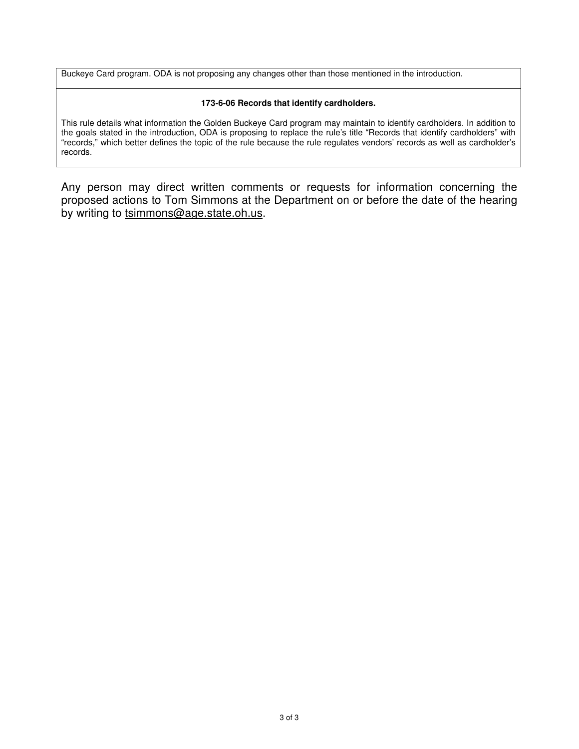Buckeye Card program. ODA is not proposing any changes other than those mentioned in the introduction.

**173-6-06 Records that identify cardholders.**

This rule details what information the Golden Buckeye Card program may maintain to identify cardholders. In addition to the goals stated in the introduction, ODA is proposing to replace the rule's title "Records that identify cardholders" with "records," which better defines the topic of the rule because the rule regulates vendors' records as well as cardholder's records.

Any person may direct written comments or requests for information concerning the proposed actions to Tom Simmons at the Department on or before the date of the hearing by writing to tsimmons@age.state.oh.us.